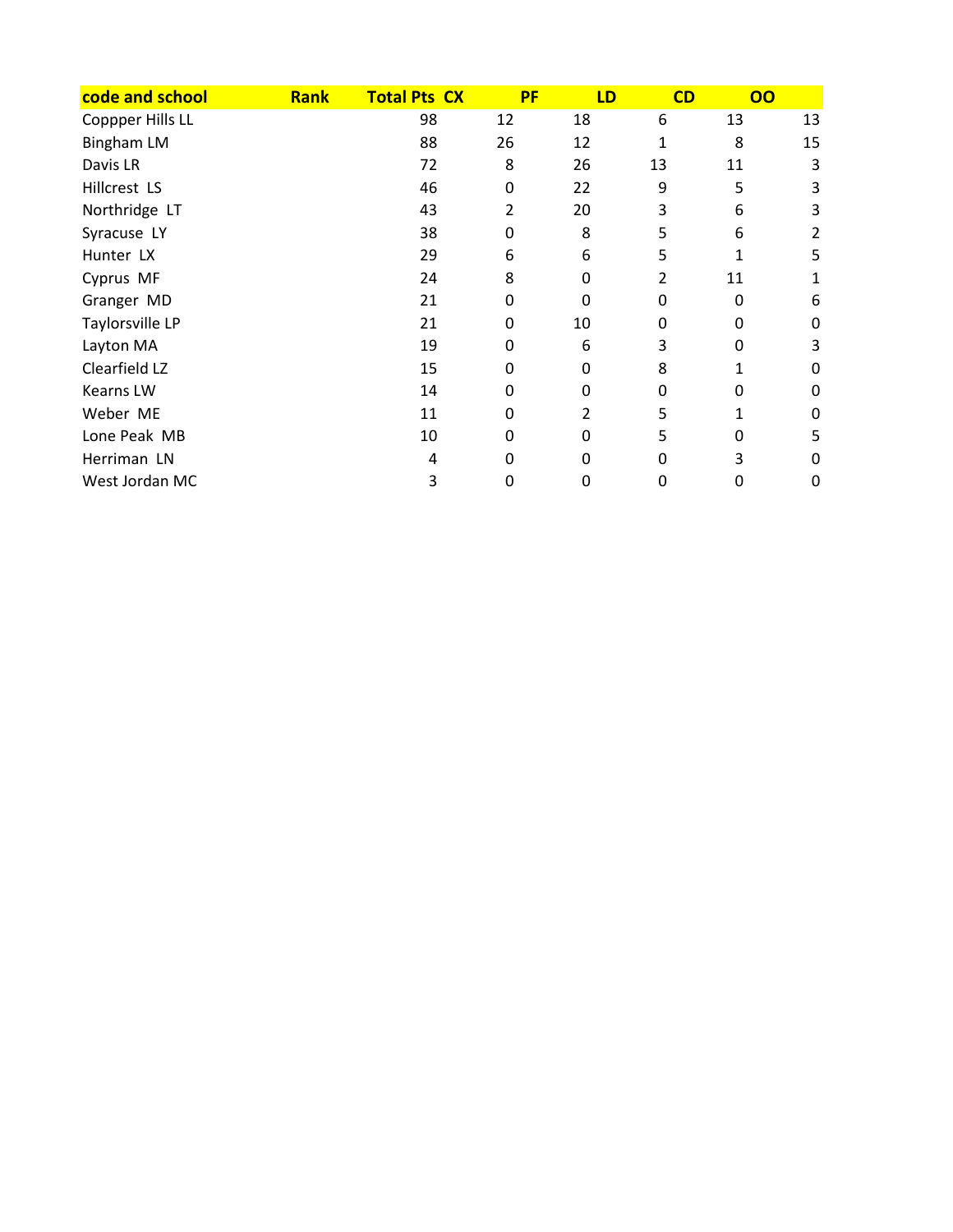| code and school | Rank | Total Pts | CX | PF | LD | CD | OO |
|---|---|---|---|---|---|---|---|
| Coppper Hills LL | | 98 | 12 | 18 | 6 | 13 | 13 |
| Bingham LM | | 88 | 26 | 12 | 1 | 8 | 15 |
| Davis LR | | 72 | 8 | 26 | 13 | 11 | 3 |
| Hillcrest LS | | 46 | 0 | 22 | 9 | 5 | 3 |
| Northridge LT | | 43 | 2 | 20 | 3 | 6 | 3 |
| Syracuse LY | | 38 | 0 | 8 | 5 | 6 | 2 |
| Hunter LX | | 29 | 6 | 6 | 5 | 1 | 5 |
| Cyprus MF | | 24 | 8 | 0 | 2 | 11 | 1 |
| Granger MD | | 21 | 0 | 0 | 0 | 0 | 6 |
| Taylorsville LP | | 21 | 0 | 10 | 0 | 0 | 0 |
| Layton MA | | 19 | 0 | 6 | 3 | 0 | 3 |
| Clearfield LZ | | 15 | 0 | 0 | 8 | 1 | 0 |
| Kearns LW | | 14 | 0 | 0 | 0 | 0 | 0 |
| Weber ME | | 11 | 0 | 2 | 5 | 1 | 0 |
| Lone Peak MB | | 10 | 0 | 0 | 5 | 0 | 5 |
| Herriman LN | | 4 | 0 | 0 | 0 | 3 | 0 |
| West Jordan MC | | 3 | 0 | 0 | 0 | 0 | 0 |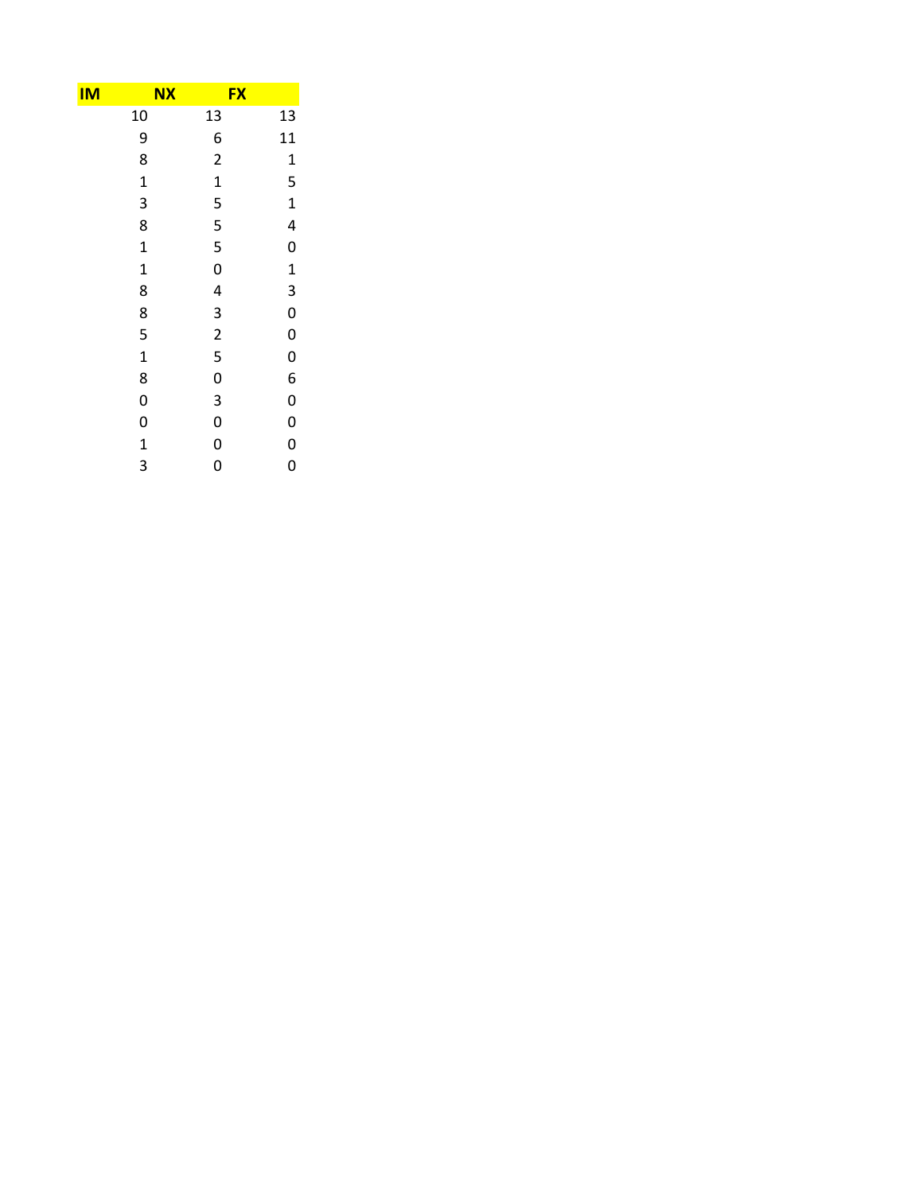| IM | NX | FX |
|---|---|---|
| 10 | 13 | 13 |
| 9 | 6 | 11 |
| 8 | 2 | 1 |
| 1 | 1 | 5 |
| 3 | 5 | 1 |
| 8 | 5 | 4 |
| 1 | 5 | 0 |
| 1 | 0 | 1 |
| 8 | 4 | 3 |
| 8 | 3 | 0 |
| 5 | 2 | 0 |
| 1 | 5 | 0 |
| 8 | 0 | 6 |
| 0 | 3 | 0 |
| 0 | 0 | 0 |
| 1 | 0 | 0 |
| 3 | 0 | 0 |